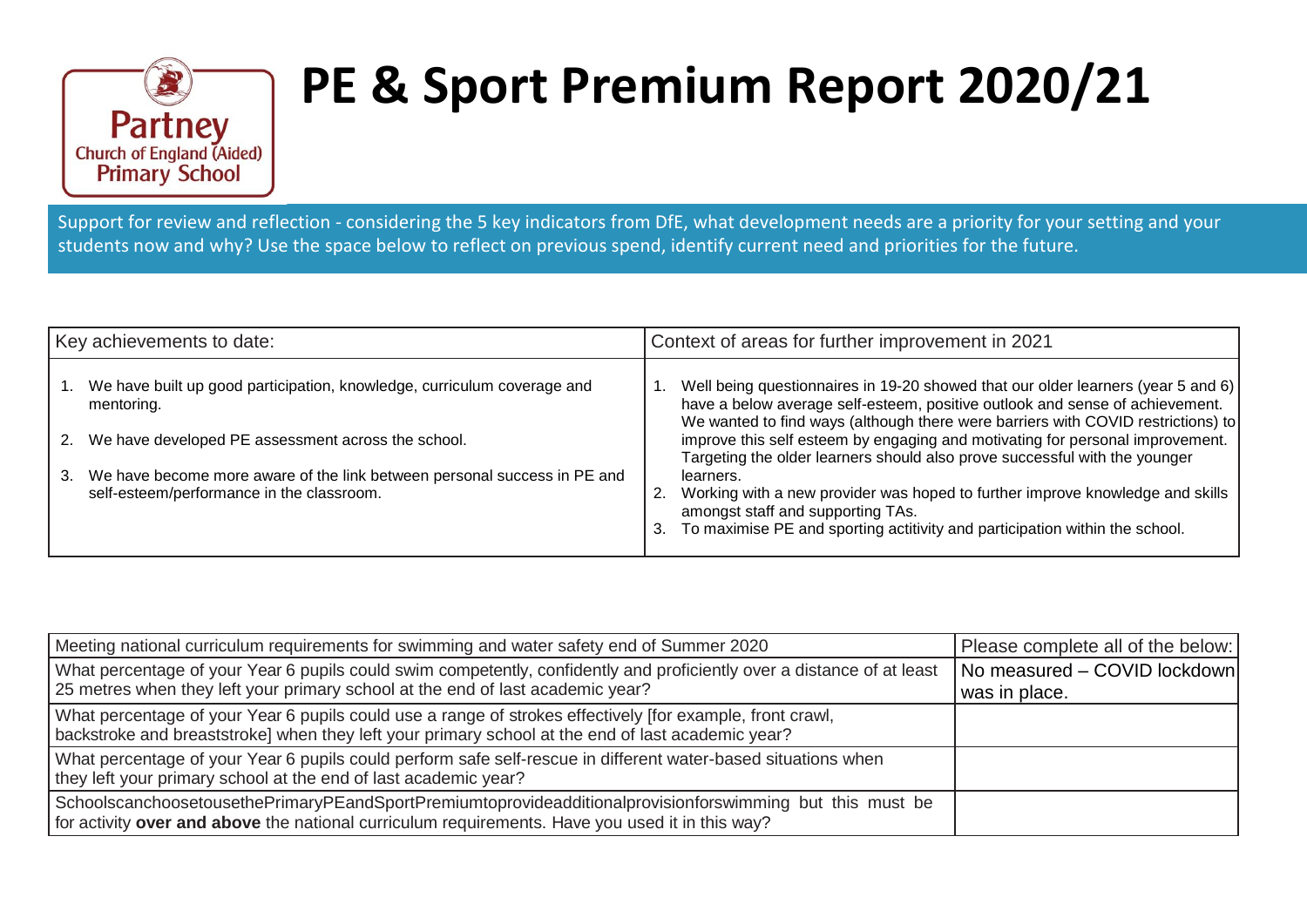Partney Church of England (Aided) Primary School

# PE & Sport Premium Report 2020/21

Support for review and reflection - considering the 5 key indicators from DfE, what development needs are a priority for your setting and your students now and why? Use the space below to reflect on previous spend, identify current need and priorities for the future.

| Key achievements to date: | Context of areas for further improvement in 2021 |
|---|---|
| 1. We have built up good participation, knowledge, curriculum coverage and mentoring.<br>2. We have developed PE assessment across the school.<br>3. We have become more aware of the link between personal success in PE and self-esteem/performance in the classroom. | 1. Well being questionnaires in 19-20 showed that our older learners (year 5 and 6) have a below average self-esteem, positive outlook and sense of achievement. We wanted to find ways (although there were barriers with COVID restrictions) to improve this self esteem by engaging and motivating for personal improvement. Targeting the older learners should also prove successful with the younger learners.<br>2. Working with a new provider was hoped to further improve knowledge and skills amongst staff and supporting TAs.<br>3. To maximise PE and sporting actitivity and participation within the school. |

| Meeting national curriculum requirements for swimming and water safety end of Summer 2020 | Please complete all of the below: |
|---|---|
| What percentage of your Year 6 pupils could swim competently, confidently and proficiently over a distance of at least 25 metres when they left your primary school at the end of last academic year? | No measured – COVID lockdown was in place. |
| What percentage of your Year 6 pupils could use a range of strokes effectively [for example, front crawl, backstroke and breaststroke] when they left your primary school at the end of last academic year? | |
| What percentage of your Year 6 pupils could perform safe self-rescue in different water-based situations when they left your primary school at the end of last academic year? | |
| SchoolscanchoosetousethePrimaryPEandSportPremiumtoprovideadditionalprovisionforswimming but this must be for activity **over and above** the national curriculum requirements. Have you used it in this way? | |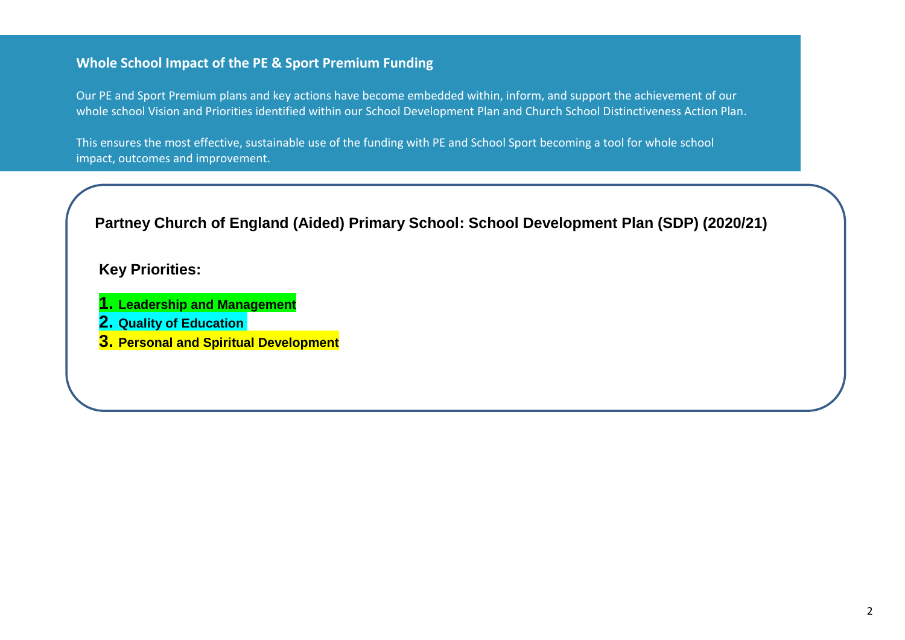## Whole School Impact of the PE & Sport Premium Funding

Our PE and Sport Premium plans and key actions have become embedded within, inform, and support the achievement of our whole school Vision and Priorities identified within our School Development Plan and Church School Distinctiveness Action Plan.

This ensures the most effective, sustainable use of the funding with PE and School Sport becoming a tool for whole school impact, outcomes and improvement.

### Partney Church of England (Aided) Primary School: School Development Plan (SDP) (2020/21)

**Key Priorities:**

1. **Leadership and Management**
2. **Quality of Education**
3. **Personal and Spiritual Development**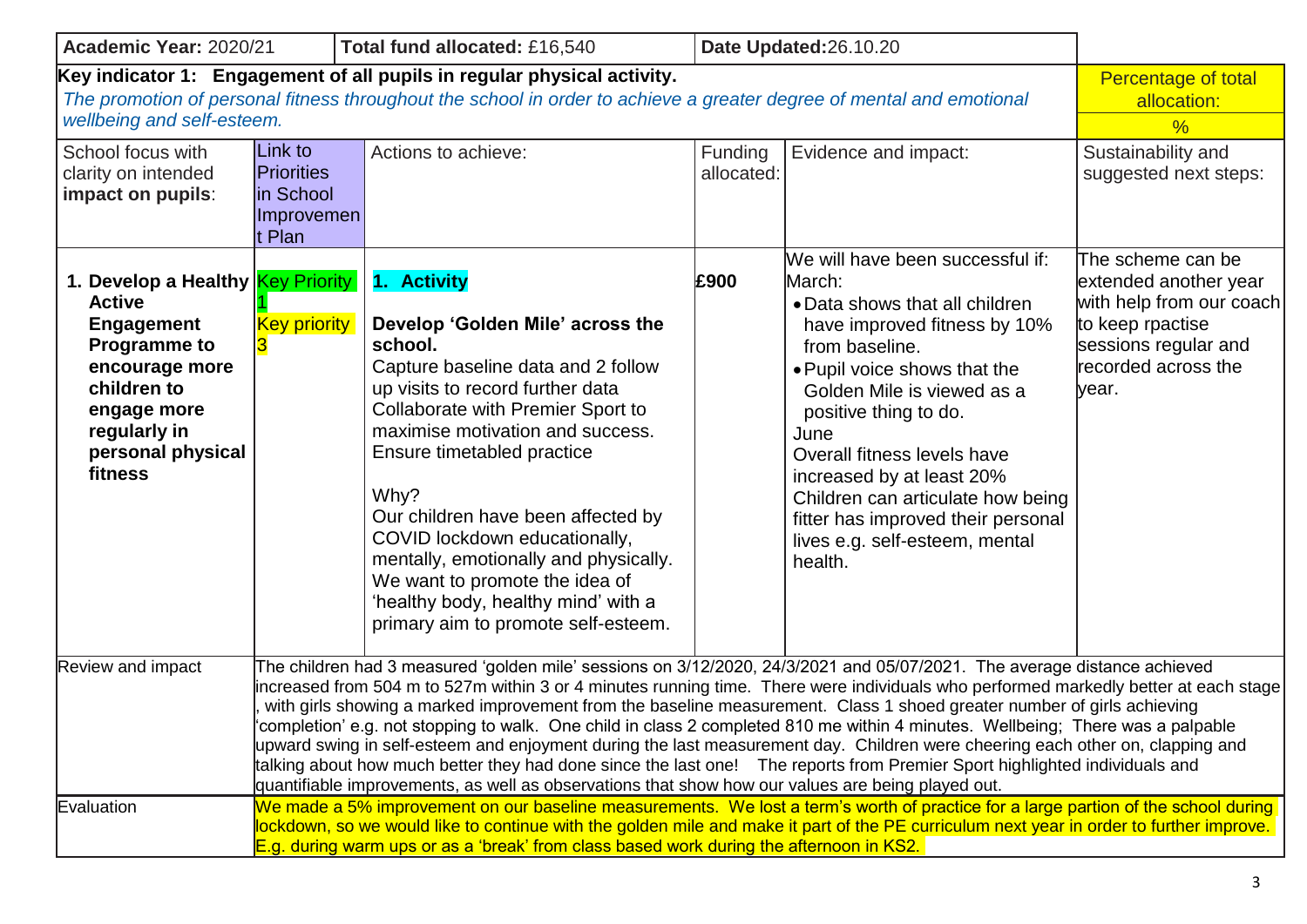| Academic Year: 2020/21 | | Total fund allocated: £16,540 | | Date Updated:26.10.20 | |
|---|---|---|---|---|---|
| **Key indicator 1: Engagement of all pupils in regular physical activity.** *The promotion of personal fitness throughout the school in order to achieve a greater degree of mental and emotional wellbeing and self-esteem.* | | | | | Percentage of total allocation: % |
| School focus with clarity on intended **impact on pupils**: | Link to Priorities in School Improvement Plan | Actions to achieve: | Funding allocated: | Evidence and impact: | Sustainability and suggested next steps: |
| **1. Develop a Healthy Active Engagement Programme to encourage more children to engage more regularly in personal physical fitness** | Key Priority 1<br>Key priority 3 | **1. Activity**<br><br>**Develop 'Golden Mile' across the school.**<br>Capture baseline data and 2 follow up visits to record further data<br>Collaborate with Premier Sport to maximise motivation and success.<br>Ensure timetabled practice<br><br>Why?<br>Our children have been affected by COVID lockdown educationally, mentally, emotionally and physically. We want to promote the idea of 'healthy body, healthy mind' with a primary aim to promote self-esteem. | **£900** | We will have been successful if:<br>March:<br>• Data shows that all children have improved fitness by 10% from baseline.<br>• Pupil voice shows that the Golden Mile is viewed as a positive thing to do.<br>June<br>Overall fitness levels have increased by at least 20%<br>Children can articulate how being fitter has improved their personal lives e.g. self-esteem, mental health. | The scheme can be extended another year with help from our coach to keep rpactise sessions regular and recorded across the year. |
| Review and impact | The children had 3 measured 'golden mile' sessions on 3/12/2020, 24/3/2021 and 05/07/2021. The average distance achieved increased from 504 m to 527m within 3 or 4 minutes running time. There were individuals who performed markedly better at each stage , with girls showing a marked improvement from the baseline measurement. Class 1 shoed greater number of girls achieving 'completion' e.g. not stopping to walk. One child in class 2 completed 810 me within 4 minutes. Wellbeing; There was a palpable upward swing in self-esteem and enjoyment during the last measurement day. Children were cheering each other on, clapping and talking about how much better they had done since the last one! The reports from Premier Sport highlighted individuals and quantifiable improvements, as well as observations that show how our values are being played out. | | | | |
| Evaluation | We made a 5% improvement on our baseline measurements. We lost a term's worth of practice for a large partion of the school during lockdown, so we would like to continue with the golden mile and make it part of the PE curriculum next year in order to further improve. E.g. during warm ups or as a 'break' from class based work during the afternoon in KS2. | | | | |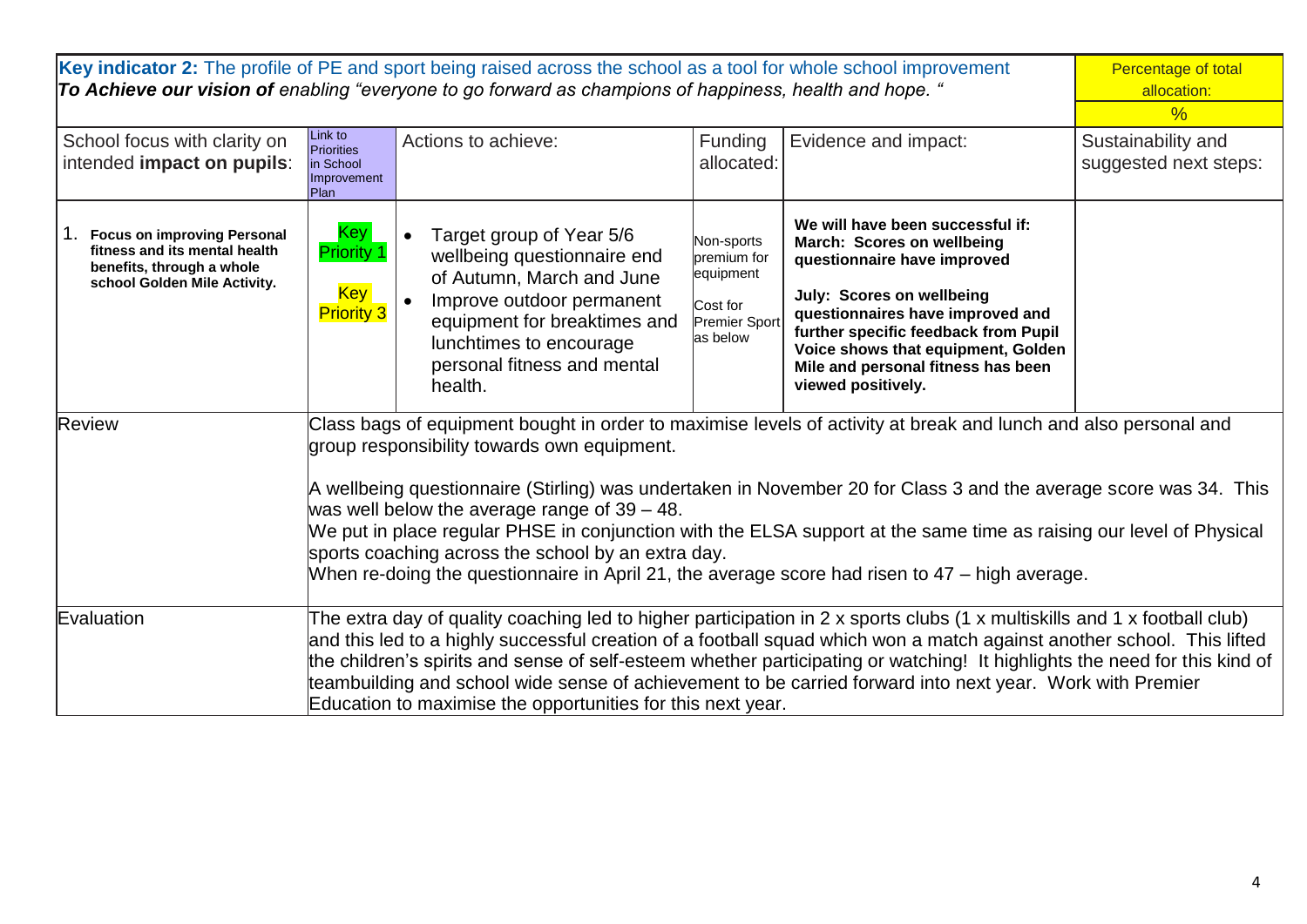| **Key indicator 2:** The profile of PE and sport being raised across the school as a tool for whole school improvement<br>***To Achieve our vision of*** *enabling "everyone to go forward as champions of happiness, health and hope. "* | | | | | Percentage of total allocation:<br>% |
|---|---|---|---|---|---|
| School focus with clarity on intended **impact on pupils**: | Link to Priorities in School Improvement Plan | Actions to achieve: | Funding allocated: | Evidence and impact: | Sustainability and suggested next steps: |
| 1. **Focus on improving Personal fitness and its mental health benefits, through a whole school Golden Mile Activity.** | Key Priority 1<br><br>Key Priority 3 | • Target group of Year 5/6 wellbeing questionnaire end of Autumn, March and June<br>• Improve outdoor permanent equipment for breaktimes and lunchtimes to encourage personal fitness and mental health. | Non-sports premium for equipment<br><br>Cost for Premier Sport as below | **We will have been successful if:**<br>**March: Scores on wellbeing questionnaire have improved**<br><br>**July: Scores on wellbeing questionnaires have improved and further specific feedback from Pupil Voice shows that equipment, Golden Mile and personal fitness has been viewed positively.** | |
| Review | Class bags of equipment bought in order to maximise levels of activity at break and lunch and also personal and group responsibility towards own equipment.<br><br>A wellbeing questionnaire (Stirling) was undertaken in November 20 for Class 3 and the average score was 34. This was well below the average range of 39 – 48.<br>We put in place regular PHSE in conjunction with the ELSA support at the same time as raising our level of Physical sports coaching across the school by an extra day.<br>When re-doing the questionnaire in April 21, the average score had risen to 47 – high average. | | | | |
| Evaluation | The extra day of quality coaching led to higher participation in 2 x sports clubs (1 x multiskills and 1 x football club) and this led to a highly successful creation of a football squad which won a match against another school. This lifted the children's spirits and sense of self-esteem whether participating or watching! It highlights the need for this kind of teambuilding and school wide sense of achievement to be carried forward into next year. Work with Premier Education to maximise the opportunities for this next year. | | | | |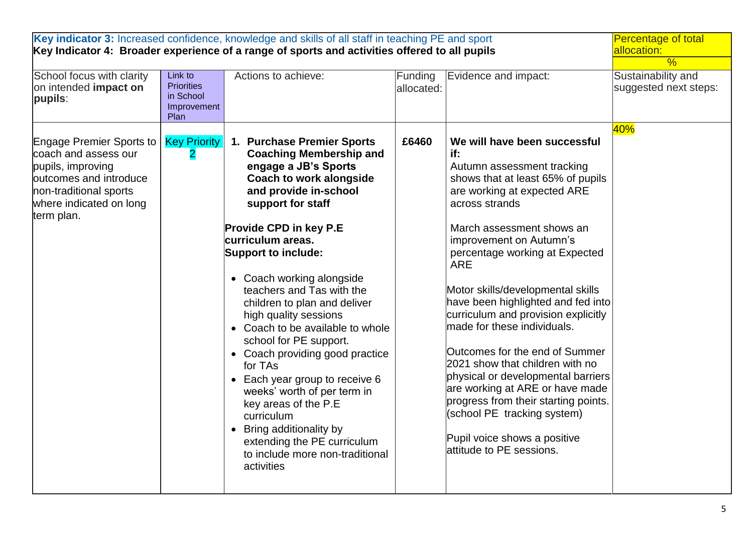| **Key indicator 3:** Increased confidence, knowledge and skills of all staff in teaching PE and sport<br>**Key Indicator 4: Broader experience of a range of sports and activities offered to all pupils** | | | | | Percentage of total allocation:<br>% |
|---|---|---|---|---|---|
| School focus with clarity on intended **impact on pupils**: | Link to Priorities in School Improvement Plan | Actions to achieve: | Funding allocated: | Evidence and impact: | Sustainability and suggested next steps: |
| Engage Premier Sports to coach and assess our pupils, improving outcomes and introduce non-traditional sports where indicated on long term plan. | Key Priority 2 | **1. Purchase Premier Sports Coaching Membership and engage a JB's Sports Coach to work alongside and provide in-school support for staff**<br><br>**Provide CPD in key P.E curriculum areas.**<br>**Support to include:**<br><br>• Coach working alongside teachers and Tas with the children to plan and deliver high quality sessions<br>• Coach to be available to whole school for PE support.<br>• Coach providing good practice for TAs<br>• Each year group to receive 6 weeks' worth of per term in key areas of the P.E curriculum<br>• Bring additionality by extending the PE curriculum to include more non-traditional activities | **£6460** | **We will have been successful if:**<br>Autumn assessment tracking shows that at least 65% of pupils are working at expected ARE across strands<br><br>March assessment shows an improvement on Autumn's percentage working at Expected ARE<br><br>Motor skills/developmental skills have been highlighted and fed into curriculum and provision explicitly made for these individuals.<br><br>Outcomes for the end of Summer 2021 show that children with no physical or developmental barriers are working at ARE or have made progress from their starting points. (school PE tracking system)<br><br>Pupil voice shows a positive attitude to PE sessions. | 40% |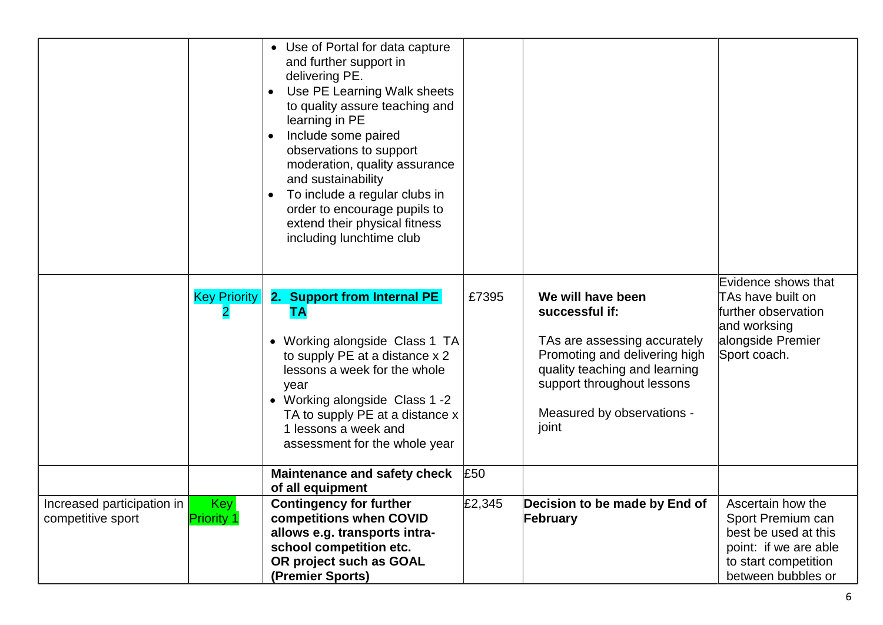| | | | | | |
|---|---|---|---|---|---|
| | | • Use of Portal for data capture and further support in delivering PE.<br>• Use PE Learning Walk sheets to quality assure teaching and learning in PE<br>• Include some paired observations to support moderation, quality assurance and sustainability<br>• To include a regular clubs in order to encourage pupils to extend their physical fitness including lunchtime club | | | |
| | Key Priority 2 | **2. Support from Internal PE TA**<br>• Working alongside Class 1 TA to supply PE at a distance x 2 lessons a week for the whole year<br>• Working alongside Class 1 -2 TA to supply PE at a distance x 1 lessons a week and assessment for the whole year | £7395 | **We will have been successful if:**<br>TAs are assessing accurately Promoting and delivering high quality teaching and learning support throughout lessons<br>Measured by observations - joint | Evidence shows that TAs have built on further observation and worksing alongside Premier Sport coach. |
| | | **Maintenance and safety check of all equipment** | £50 | | |
| Increased participation in competitive sport | Key Priority 1 | **Contingency for further competitions when COVID allows e.g. transports intra-school competition etc. OR project such as GOAL (Premier Sports)** | £2,345 | **Decision to be made by End of February** | Ascertain how the Sport Premium can best be used at this point: if we are able to start competition between bubbles or |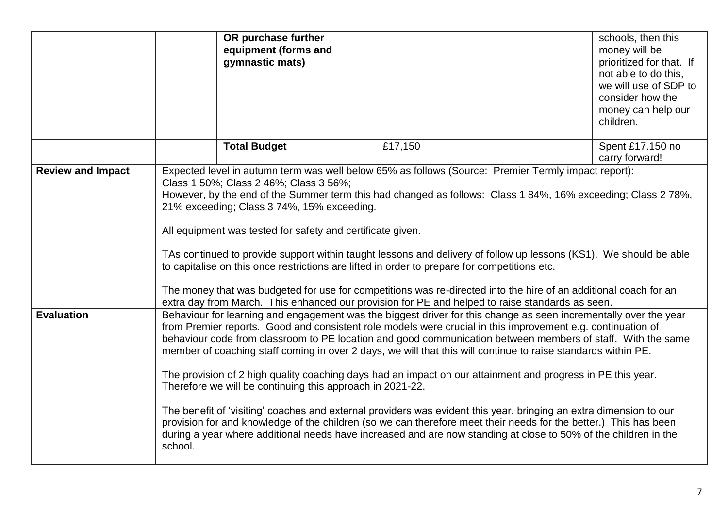| | | | | | |
|---|---|---|---|---|---|
| | | **OR purchase further equipment (forms and gymnastic mats)** | | | schools, then this money will be prioritized for that. If not able to do this, we will use of SDP to consider how the money can help our children. |
| | | **Total Budget** | £17,150 | | Spent £17.150 no carry forward! |
| **Review and Impact** | Expected level in autumn term was well below 65% as follows (Source: Premier Termly impact report):<br>Class 1 50%; Class 2 46%; Class 3 56%;<br>However, by the end of the Summer term this had changed as follows: Class 1 84%, 16% exceeding; Class 2 78%, 21% exceeding; Class 3 74%, 15% exceeding.<br><br>All equipment was tested for safety and certificate given.<br><br>TAs continued to provide support within taught lessons and delivery of follow up lessons (KS1). We should be able to capitalise on this once restrictions are lifted in order to prepare for competitions etc.<br><br>The money that was budgeted for use for competitions was re-directed into the hire of an additional coach for an extra day from March. This enhanced our provision for PE and helped to raise standards as seen. | | | | |
| **Evaluation** | Behaviour for learning and engagement was the biggest driver for this change as seen incrementally over the year from Premier reports. Good and consistent role models were crucial in this improvement e.g. continuation of behaviour code from classroom to PE location and good communication between members of staff. With the same member of coaching staff coming in over 2 days, we will that this will continue to raise standards within PE.<br><br>The provision of 2 high quality coaching days had an impact on our attainment and progress in PE this year. Therefore we will be continuing this approach in 2021-22.<br><br>The benefit of 'visiting' coaches and external providers was evident this year, bringing an extra dimension to our provision for and knowledge of the children (so we can therefore meet their needs for the better.) This has been during a year where additional needs have increased and are now standing at close to 50% of the children in the school. | | | | |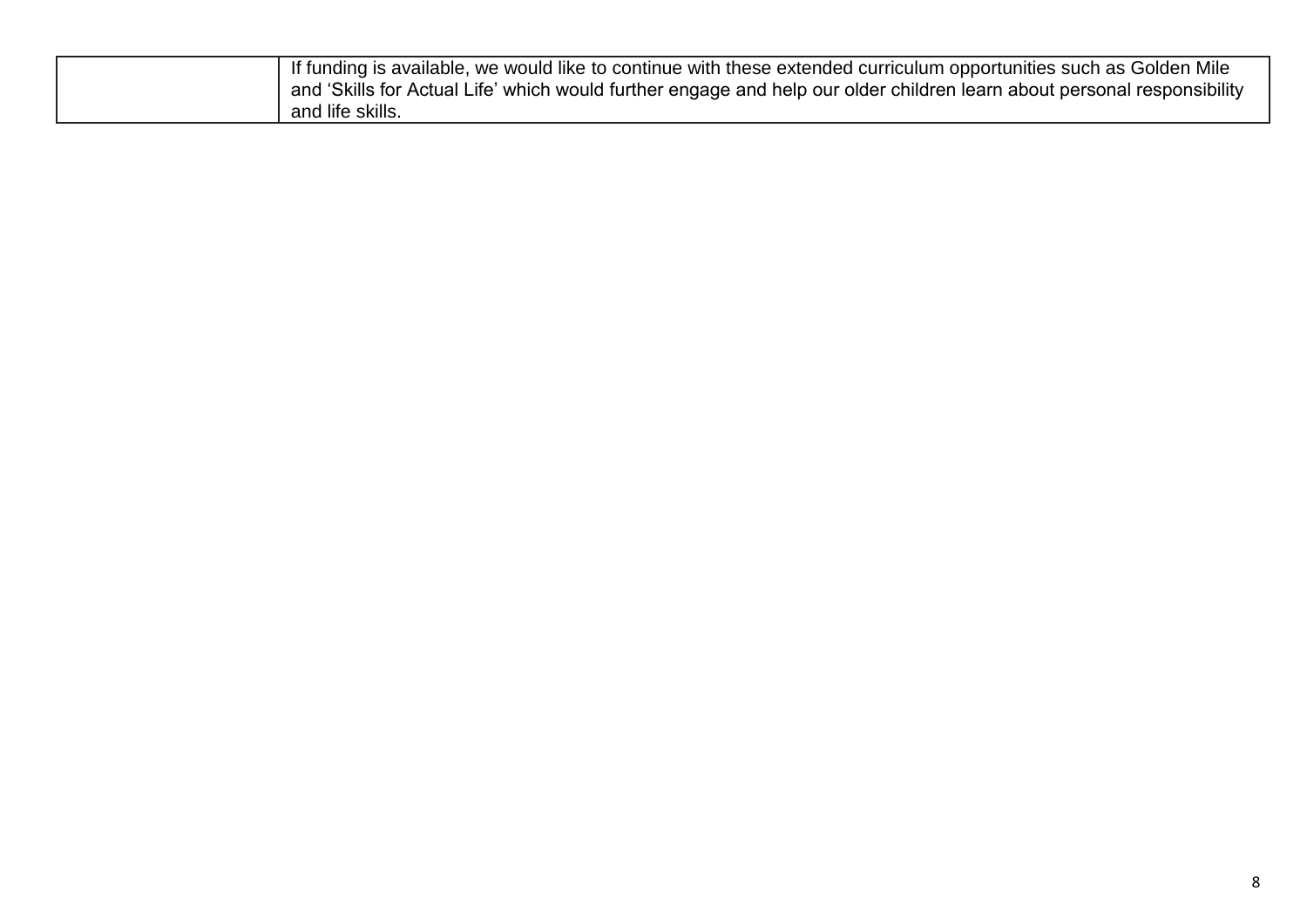| | |
|---|---|
| | If funding is available, we would like to continue with these extended curriculum opportunities such as Golden Mile and 'Skills for Actual Life' which would further engage and help our older children learn about personal responsibility and life skills. |